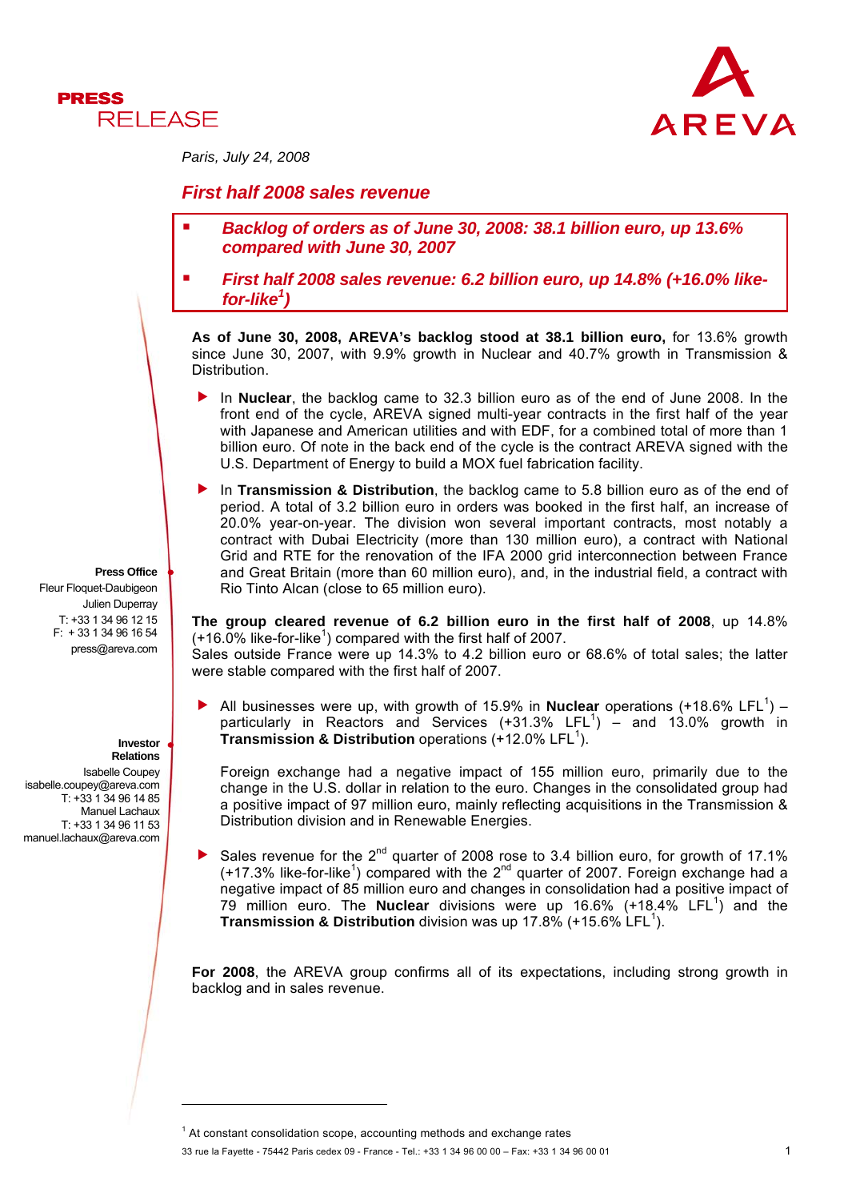PRESS RELEASE

Paris, July 24, 2008

# First half 2008 sales revenue

- ***Backlog of orders as of June 30, 2008: 38.1 billion euro, up 13.6% compared with June 30, 2007***
- ***First half 2008 sales revenue: 6.2 billion euro, up 14.8% (+16.0% like-for-like[1])***

**As of June 30, 2008, AREVA's backlog stood at 38.1 billion euro,** for 13.6% growth since June 30, 2007, with 9.9% growth in Nuclear and 40.7% growth in Transmission & Distribution.

- In **Nuclear**, the backlog came to 32.3 billion euro as of the end of June 2008. In the front end of the cycle, AREVA signed multi-year contracts in the first half of the year with Japanese and American utilities and with EDF, for a combined total of more than 1 billion euro. Of note in the back end of the cycle is the contract AREVA signed with the U.S. Department of Energy to build a MOX fuel fabrication facility.
- In **Transmission & Distribution**, the backlog came to 5.8 billion euro as of the end of period. A total of 3.2 billion euro in orders was booked in the first half, an increase of 20.0% year-on-year. The division won several important contracts, most notably a contract with Dubai Electricity (more than 130 million euro), a contract with National Grid and RTE for the renovation of the IFA 2000 grid interconnection between France and Great Britain (more than 60 million euro), and, in the industrial field, a contract with Rio Tinto Alcan (close to 65 million euro).

**The group cleared revenue of 6.2 billion euro in the first half of 2008**, up 14.8% (+16.0% like-for-like[1]) compared with the first half of 2007.
Sales outside France were up 14.3% to 4.2 billion euro or 68.6% of total sales; the latter were stable compared with the first half of 2007.

- All businesses were up, with growth of 15.9% in **Nuclear** operations (+18.6% LFL[1]) – particularly in Reactors and Services (+31.3% LFL[1]) – and 13.0% growth in **Transmission & Distribution** operations (+12.0% LFL[1]).

  Foreign exchange had a negative impact of 155 million euro, primarily due to the change in the U.S. dollar in relation to the euro. Changes in the consolidated group had a positive impact of 97 million euro, mainly reflecting acquisitions in the Transmission & Distribution division and in Renewable Energies.

- Sales revenue for the 2nd quarter of 2008 rose to 3.4 billion euro, for growth of 17.1% (+17.3% like-for-like[1]) compared with the 2nd quarter of 2007. Foreign exchange had a negative impact of 85 million euro and changes in consolidation had a positive impact of 79 million euro. The **Nuclear** divisions were up 16.6% (+18.4% LFL[1]) and the **Transmission & Distribution** division was up 17.8% (+15.6% LFL[1]).

**For 2008**, the AREVA group confirms all of its expectations, including strong growth in backlog and in sales revenue.

**Press Office**
Fleur Floquet-Daubigeon
Julien Duperray
T: +33 1 34 96 12 15
F: + 33 1 34 96 16 54
press@areva.com

**Investor Relations**
Isabelle Coupey
isabelle.coupey@areva.com
T: +33 1 34 96 14 85
Manuel Lachaux
T: +33 1 34 96 11 53
manuel.lachaux@areva.com

[1] At constant consolidation scope, accounting methods and exchange rates

33 rue la Fayette - 75442 Paris cedex 09 - France - Tel.: +33 1 34 96 00 00 – Fax: +33 1 34 96 00 01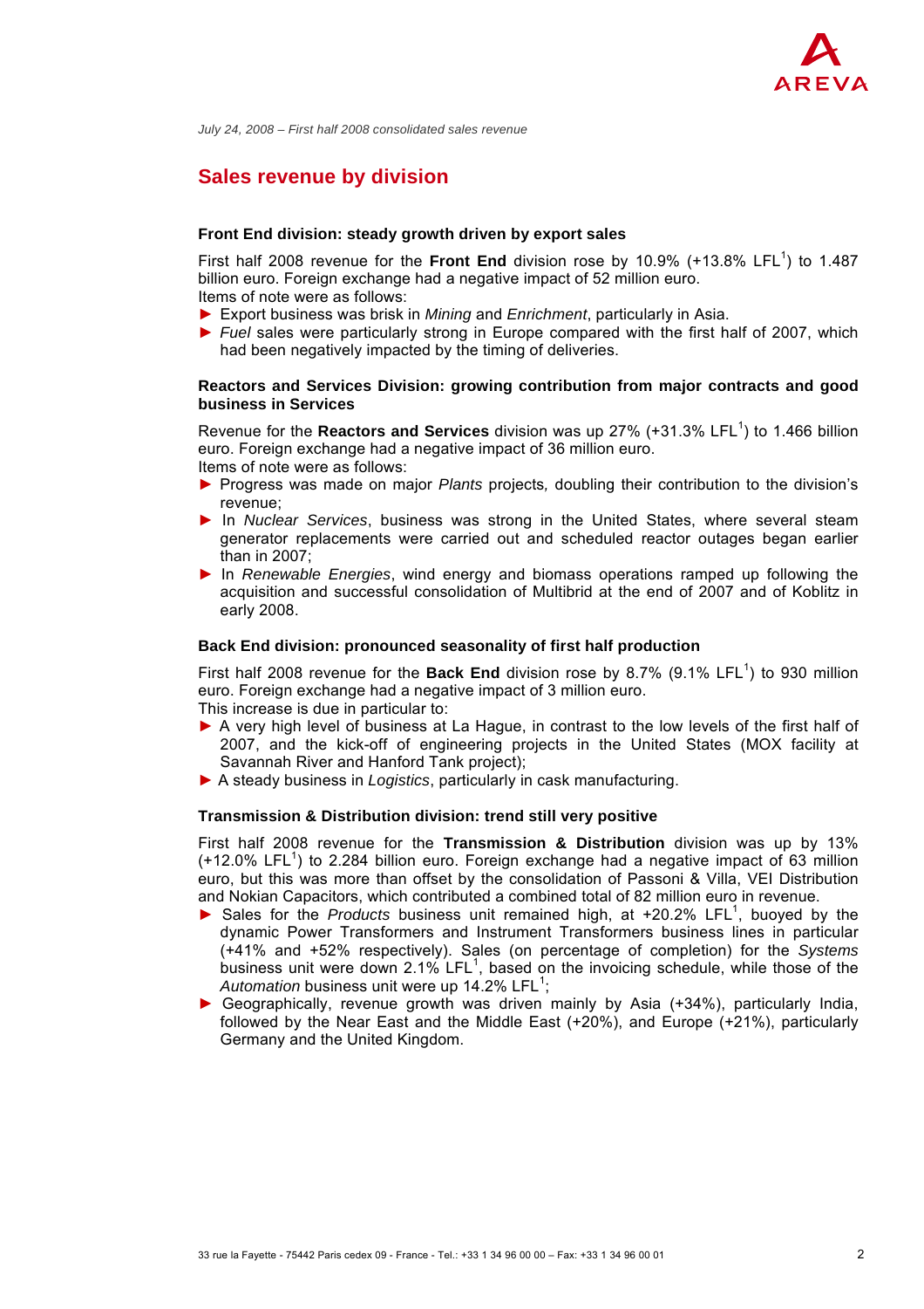*July 24, 2008 – First half 2008 consolidated sales revenue*

## Sales revenue by division

### Front End division: steady growth driven by export sales

First half 2008 revenue for the **Front End** division rose by 10.9% (+13.8% LFL[1]) to 1.487 billion euro. Foreign exchange had a negative impact of 52 million euro.
Items of note were as follows:

- ► Export business was brisk in *Mining* and *Enrichment*, particularly in Asia.
- ► *Fuel* sales were particularly strong in Europe compared with the first half of 2007, which had been negatively impacted by the timing of deliveries.

### Reactors and Services Division: growing contribution from major contracts and good business in Services

Revenue for the **Reactors and Services** division was up 27% (+31.3% LFL[1]) to 1.466 billion euro. Foreign exchange had a negative impact of 36 million euro.
Items of note were as follows:

- ► Progress was made on major *Plants* projects*,* doubling their contribution to the division's revenue;
- ► In *Nuclear Services*, business was strong in the United States, where several steam generator replacements were carried out and scheduled reactor outages began earlier than in 2007;
- ► In *Renewable Energies*, wind energy and biomass operations ramped up following the acquisition and successful consolidation of Multibrid at the end of 2007 and of Koblitz in early 2008.

### Back End division: pronounced seasonality of first half production

First half 2008 revenue for the **Back End** division rose by 8.7% (9.1% LFL[1]) to 930 million euro. Foreign exchange had a negative impact of 3 million euro.
This increase is due in particular to:

- ► A very high level of business at La Hague, in contrast to the low levels of the first half of 2007, and the kick-off of engineering projects in the United States (MOX facility at Savannah River and Hanford Tank project);
- ► A steady business in *Logistics*, particularly in cask manufacturing.

### Transmission & Distribution division: trend still very positive

First half 2008 revenue for the **Transmission & Distribution** division was up by 13% (+12.0% LFL[1]) to 2.284 billion euro. Foreign exchange had a negative impact of 63 million euro, but this was more than offset by the consolidation of Passoni & Villa, VEI Distribution and Nokian Capacitors, which contributed a combined total of 82 million euro in revenue.

- ► Sales for the *Products* business unit remained high, at +20.2% LFL[1], buoyed by the dynamic Power Transformers and Instrument Transformers business lines in particular (+41% and +52% respectively). Sales (on percentage of completion) for the *Systems* business unit were down 2.1% LFL[1], based on the invoicing schedule, while those of the *Automation* business unit were up 14.2% LFL[1];
- ► Geographically, revenue growth was driven mainly by Asia (+34%), particularly India, followed by the Near East and the Middle East (+20%), and Europe (+21%), particularly Germany and the United Kingdom.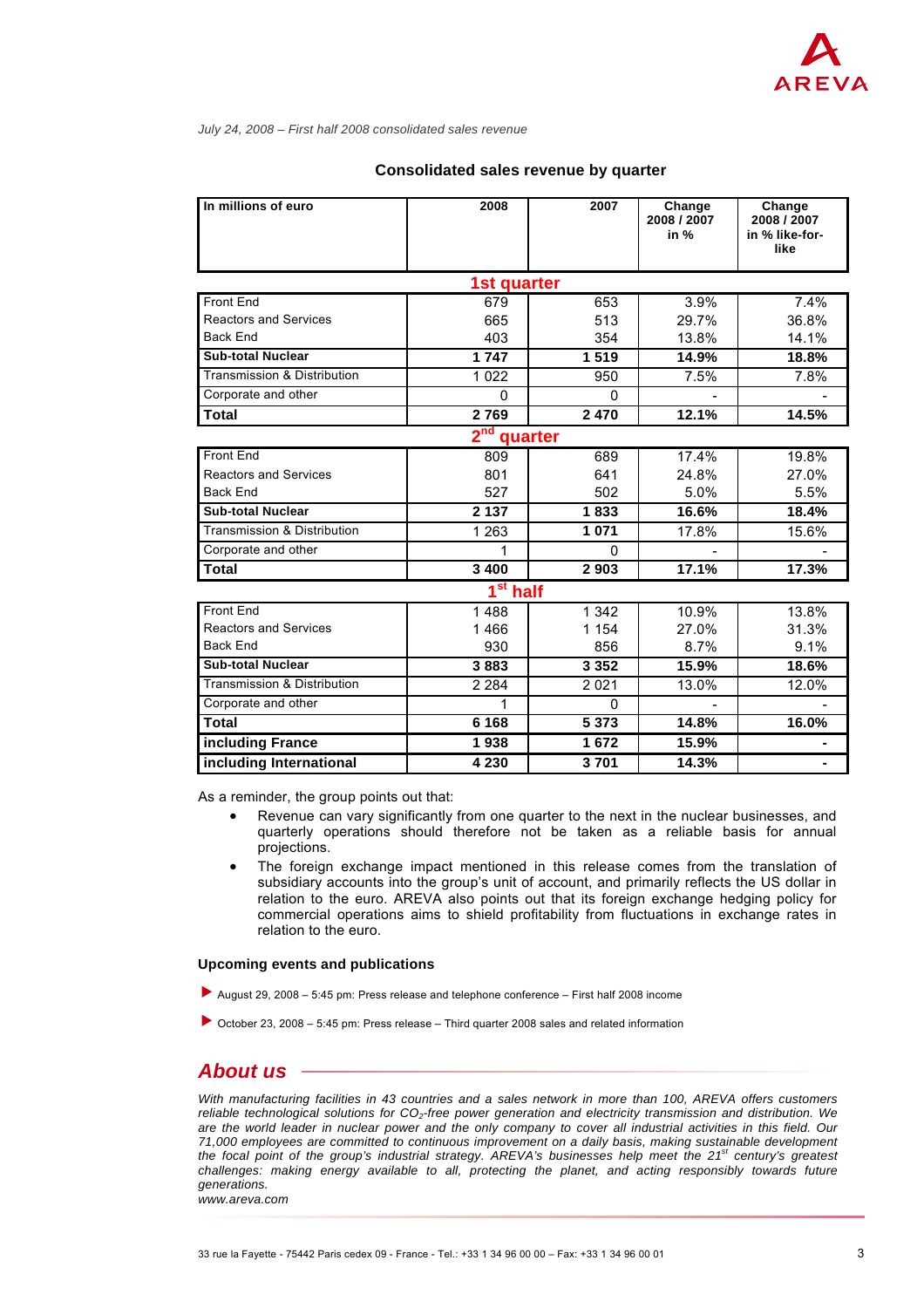*July 24, 2008 – First half 2008 consolidated sales revenue*

**Consolidated sales revenue by quarter**

| In millions of euro | 2008 | 2007 | Change 2008 / 2007 in % | Change 2008 / 2007 in % like-for-like |
|---|---|---|---|---|
| **1st quarter** | | | | |
| Front End | 679 | 653 | 3.9% | 7.4% |
| Reactors and Services | 665 | 513 | 29.7% | 36.8% |
| Back End | 403 | 354 | 13.8% | 14.1% |
| **Sub-total Nuclear** | **1 747** | **1 519** | **14.9%** | **18.8%** |
| Transmission & Distribution | 1 022 | 950 | 7.5% | 7.8% |
| Corporate and other | 0 | 0 | - | - |
| **Total** | **2 769** | **2 470** | **12.1%** | **14.5%** |
| **2nd quarter** | | | | |
| Front End | 809 | 689 | 17.4% | 19.8% |
| Reactors and Services | 801 | 641 | 24.8% | 27.0% |
| Back End | 527 | 502 | 5.0% | 5.5% |
| **Sub-total Nuclear** | **2 137** | **1 833** | **16.6%** | **18.4%** |
| Transmission & Distribution | 1 263 | 1 071 | 17.8% | 15.6% |
| Corporate and other | 1 | 0 | - | - |
| **Total** | **3 400** | **2 903** | **17.1%** | **17.3%** |
| **1st half** | | | | |
| Front End | 1 488 | 1 342 | 10.9% | 13.8% |
| Reactors and Services | 1 466 | 1 154 | 27.0% | 31.3% |
| Back End | 930 | 856 | 8.7% | 9.1% |
| **Sub-total Nuclear** | **3 883** | **3 352** | **15.9%** | **18.6%** |
| Transmission & Distribution | 2 284 | 2 021 | 13.0% | 12.0% |
| Corporate and other | 1 | 0 | - | - |
| **Total** | **6 168** | **5 373** | **14.8%** | **16.0%** |
| **including France** | **1 938** | **1 672** | **15.9%** | **-** |
| **including International** | **4 230** | **3 701** | **14.3%** | **-** |

As a reminder, the group points out that:

- Revenue can vary significantly from one quarter to the next in the nuclear businesses, and quarterly operations should therefore not be taken as a reliable basis for annual projections.
- The foreign exchange impact mentioned in this release comes from the translation of subsidiary accounts into the group's unit of account, and primarily reflects the US dollar in relation to the euro. AREVA also points out that its foreign exchange hedging policy for commercial operations aims to shield profitability from fluctuations in exchange rates in relation to the euro.

**Upcoming events and publications**

- August 29, 2008 – 5:45 pm: Press release and telephone conference – First half 2008 income
- October 23, 2008 – 5:45 pm: Press release – Third quarter 2008 sales and related information

## About us

*With manufacturing facilities in 43 countries and a sales network in more than 100, AREVA offers customers reliable technological solutions for $CO_2$-free power generation and electricity transmission and distribution. We are the world leader in nuclear power and the only company to cover all industrial activities in this field. Our 71,000 employees are committed to continuous improvement on a daily basis, making sustainable development the focal point of the group's industrial strategy. AREVA's businesses help meet the 21st century's greatest challenges: making energy available to all, protecting the planet, and acting responsibly towards future generations.*
*www.areva.com*

33 rue la Fayette - 75442 Paris cedex 09 - France - Tel.: +33 1 34 96 00 00 – Fax: +33 1 34 96 00 01